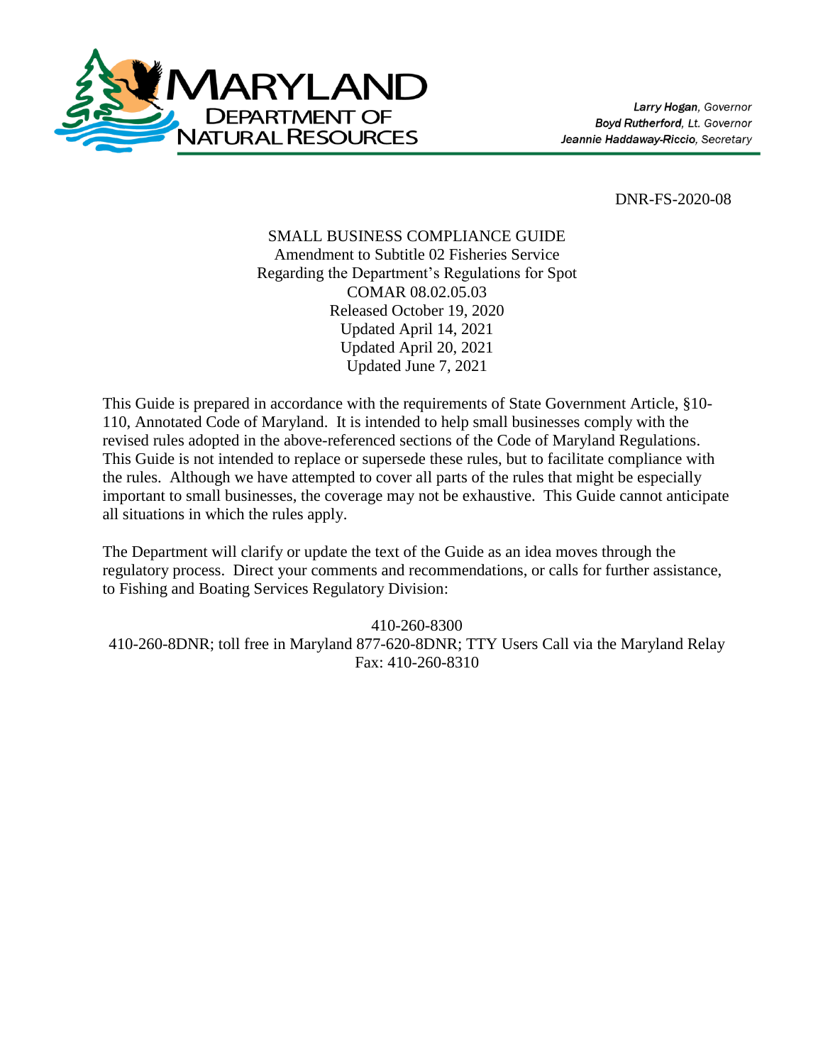MARYLAND
DEPARTMENT OF
NATURAL RESOURCES

*Larry Hogan, Governor*
*Boyd Rutherford, Lt. Governor*
*Jeannie Haddaway-Riccio, Secretary*

DNR-FS-2020-08

SMALL BUSINESS COMPLIANCE GUIDE
Amendment to Subtitle 02 Fisheries Service
Regarding the Department's Regulations for Spot
COMAR 08.02.05.03
Released October 19, 2020
Updated April 14, 2021
Updated April 20, 2021
Updated June 7, 2021

This Guide is prepared in accordance with the requirements of State Government Article, §10-110, Annotated Code of Maryland. It is intended to help small businesses comply with the revised rules adopted in the above-referenced sections of the Code of Maryland Regulations. This Guide is not intended to replace or supersede these rules, but to facilitate compliance with the rules. Although we have attempted to cover all parts of the rules that might be especially important to small businesses, the coverage may not be exhaustive. This Guide cannot anticipate all situations in which the rules apply.

The Department will clarify or update the text of the Guide as an idea moves through the regulatory process. Direct your comments and recommendations, or calls for further assistance, to Fishing and Boating Services Regulatory Division:

410-260-8300
410-260-8DNR; toll free in Maryland 877-620-8DNR; TTY Users Call via the Maryland Relay
Fax: 410-260-8310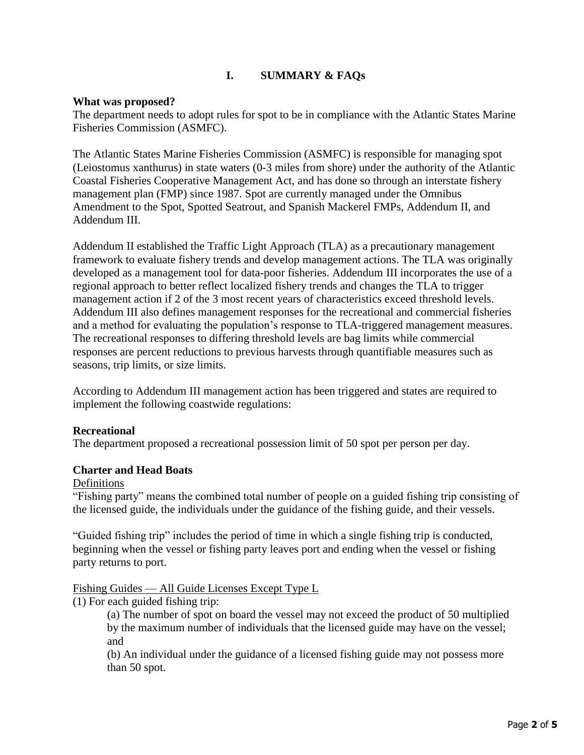# I. SUMMARY & FAQs

**What was proposed?**

The department needs to adopt rules for spot to be in compliance with the Atlantic States Marine Fisheries Commission (ASMFC).

The Atlantic States Marine Fisheries Commission (ASMFC) is responsible for managing spot (Leiostomus xanthurus) in state waters (0-3 miles from shore) under the authority of the Atlantic Coastal Fisheries Cooperative Management Act, and has done so through an interstate fishery management plan (FMP) since 1987. Spot are currently managed under the Omnibus Amendment to the Spot, Spotted Seatrout, and Spanish Mackerel FMPs, Addendum II, and Addendum III.

Addendum II established the Traffic Light Approach (TLA) as a precautionary management framework to evaluate fishery trends and develop management actions. The TLA was originally developed as a management tool for data-poor fisheries. Addendum III incorporates the use of a regional approach to better reflect localized fishery trends and changes the TLA to trigger management action if 2 of the 3 most recent years of characteristics exceed threshold levels. Addendum III also defines management responses for the recreational and commercial fisheries and a method for evaluating the population's response to TLA-triggered management measures. The recreational responses to differing threshold levels are bag limits while commercial responses are percent reductions to previous harvests through quantifiable measures such as seasons, trip limits, or size limits.

According to Addendum III management action has been triggered and states are required to implement the following coastwide regulations:

**Recreational**

The department proposed a recreational possession limit of 50 spot per person per day.

**Charter and Head Boats**

Definitions

"Fishing party" means the combined total number of people on a guided fishing trip consisting of the licensed guide, the individuals under the guidance of the fishing guide, and their vessels.

"Guided fishing trip" includes the period of time in which a single fishing trip is conducted, beginning when the vessel or fishing party leaves port and ending when the vessel or fishing party returns to port.

Fishing Guides — All Guide Licenses Except Type L

(1) For each guided fishing trip:

(a) The number of spot on board the vessel may not exceed the product of 50 multiplied by the maximum number of individuals that the licensed guide may have on the vessel; and

(b) An individual under the guidance of a licensed fishing guide may not possess more than 50 spot.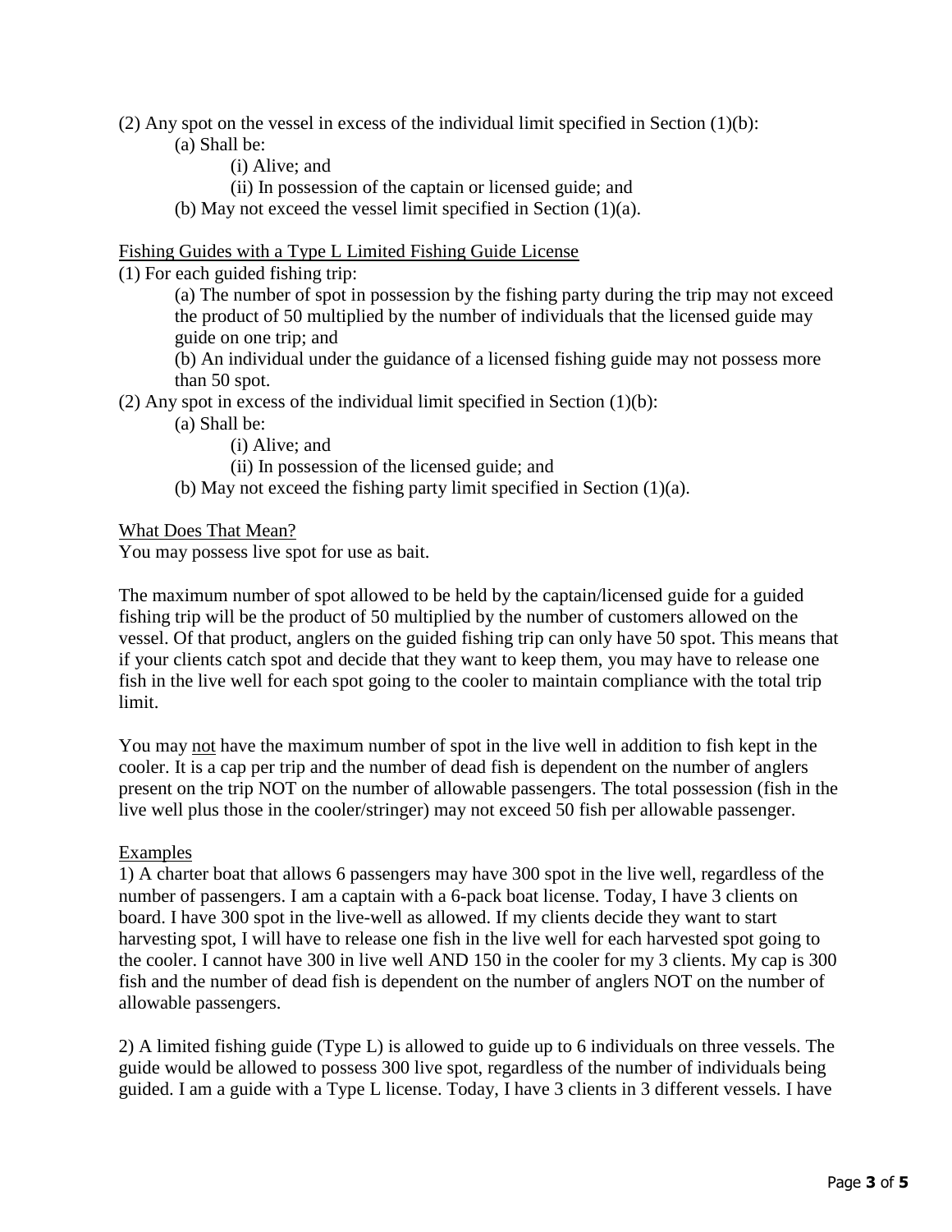(2) Any spot on the vessel in excess of the individual limit specified in Section (1)(b):

- (a) Shall be:
  - (i) Alive; and
  - (ii) In possession of the captain or licensed guide; and
- (b) May not exceed the vessel limit specified in Section (1)(a).

<u>Fishing Guides with a Type L Limited Fishing Guide License</u>

(1) For each guided fishing trip:

- (a) The number of spot in possession by the fishing party during the trip may not exceed the product of 50 multiplied by the number of individuals that the licensed guide may guide on one trip; and
- (b) An individual under the guidance of a licensed fishing guide may not possess more than 50 spot.

(2) Any spot in excess of the individual limit specified in Section (1)(b):

- (a) Shall be:
  - (i) Alive; and
  - (ii) In possession of the licensed guide; and
- (b) May not exceed the fishing party limit specified in Section (1)(a).

<u>What Does That Mean?</u>

You may possess live spot for use as bait.

The maximum number of spot allowed to be held by the captain/licensed guide for a guided fishing trip will be the product of 50 multiplied by the number of customers allowed on the vessel. Of that product, anglers on the guided fishing trip can only have 50 spot. This means that if your clients catch spot and decide that they want to keep them, you may have to release one fish in the live well for each spot going to the cooler to maintain compliance with the total trip limit.

You may <u>not</u> have the maximum number of spot in the live well in addition to fish kept in the cooler. It is a cap per trip and the number of dead fish is dependent on the number of anglers present on the trip NOT on the number of allowable passengers. The total possession (fish in the live well plus those in the cooler/stringer) may not exceed 50 fish per allowable passenger.

<u>Examples</u>

1) A charter boat that allows 6 passengers may have 300 spot in the live well, regardless of the number of passengers. I am a captain with a 6-pack boat license. Today, I have 3 clients on board. I have 300 spot in the live-well as allowed. If my clients decide they want to start harvesting spot, I will have to release one fish in the live well for each harvested spot going to the cooler. I cannot have 300 in live well AND 150 in the cooler for my 3 clients. My cap is 300 fish and the number of dead fish is dependent on the number of anglers NOT on the number of allowable passengers.

2) A limited fishing guide (Type L) is allowed to guide up to 6 individuals on three vessels. The guide would be allowed to possess 300 live spot, regardless of the number of individuals being guided. I am a guide with a Type L license. Today, I have 3 clients in 3 different vessels. I have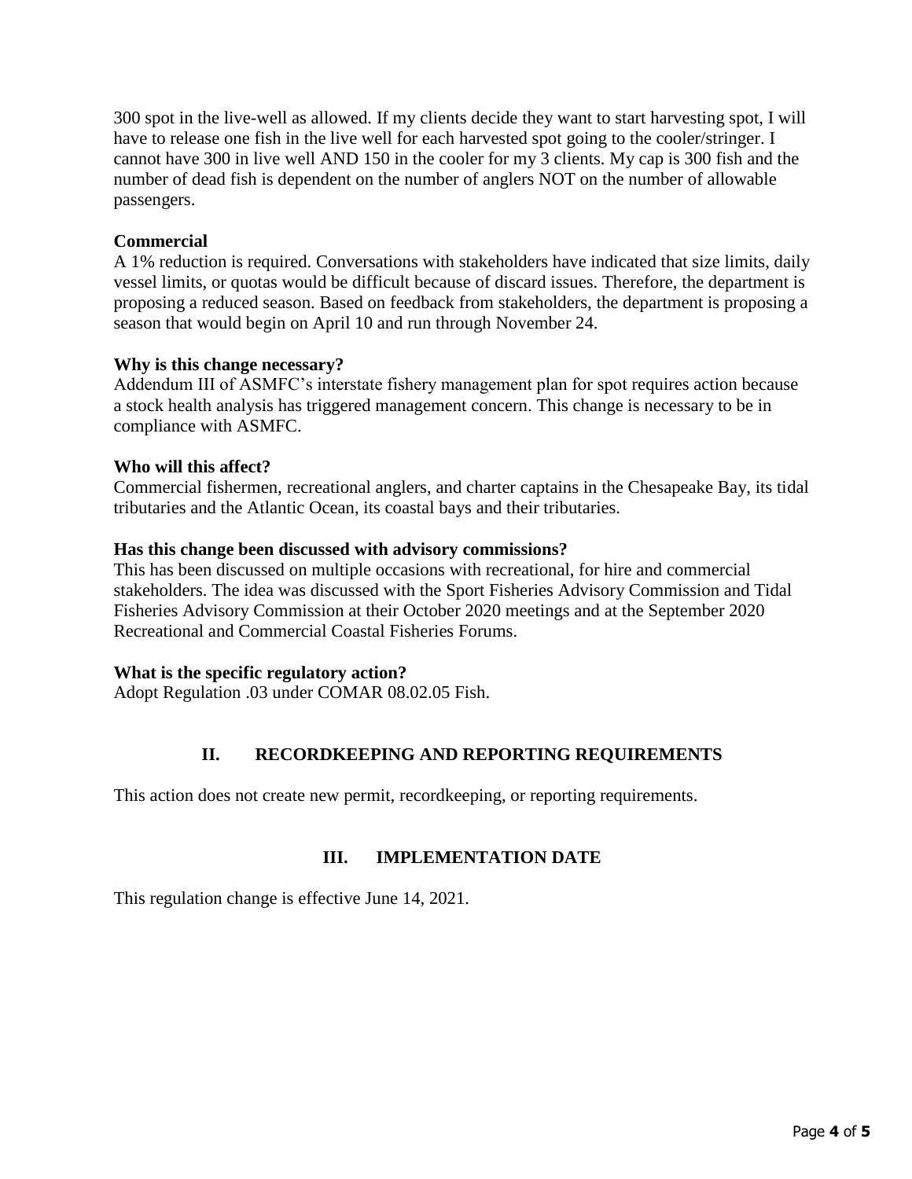300 spot in the live-well as allowed. If my clients decide they want to start harvesting spot, I will have to release one fish in the live well for each harvested spot going to the cooler/stringer. I cannot have 300 in live well AND 150 in the cooler for my 3 clients. My cap is 300 fish and the number of dead fish is dependent on the number of anglers NOT on the number of allowable passengers.

**Commercial**

A 1% reduction is required. Conversations with stakeholders have indicated that size limits, daily vessel limits, or quotas would be difficult because of discard issues. Therefore, the department is proposing a reduced season. Based on feedback from stakeholders, the department is proposing a season that would begin on April 10 and run through November 24.

**Why is this change necessary?**

Addendum III of ASMFC's interstate fishery management plan for spot requires action because a stock health analysis has triggered management concern. This change is necessary to be in compliance with ASMFC.

**Who will this affect?**

Commercial fishermen, recreational anglers, and charter captains in the Chesapeake Bay, its tidal tributaries and the Atlantic Ocean, its coastal bays and their tributaries.

**Has this change been discussed with advisory commissions?**

This has been discussed on multiple occasions with recreational, for hire and commercial stakeholders. The idea was discussed with the Sport Fisheries Advisory Commission and Tidal Fisheries Advisory Commission at their October 2020 meetings and at the September 2020 Recreational and Commercial Coastal Fisheries Forums.

**What is the specific regulatory action?**

Adopt Regulation .03 under COMAR 08.02.05 Fish.

## II. RECORDKEEPING AND REPORTING REQUIREMENTS

This action does not create new permit, recordkeeping, or reporting requirements.

## III. IMPLEMENTATION DATE

This regulation change is effective June 14, 2021.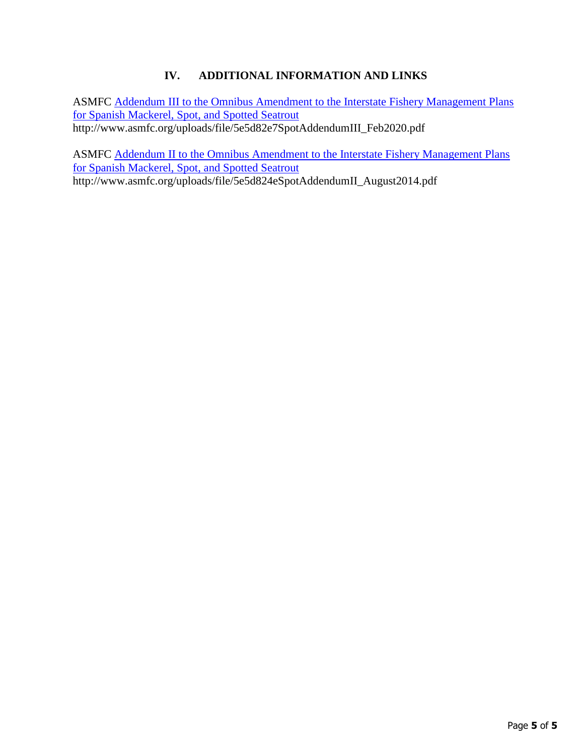## IV. ADDITIONAL INFORMATION AND LINKS

ASMFC [Addendum III to the Omnibus Amendment to the Interstate Fishery Management Plans for Spanish Mackerel, Spot, and Spotted Seatrout](http://www.asmfc.org/uploads/file/5e5d82e7SpotAddendumIII_Feb2020.pdf)
http://www.asmfc.org/uploads/file/5e5d82e7SpotAddendumIII_Feb2020.pdf

ASMFC [Addendum II to the Omnibus Amendment to the Interstate Fishery Management Plans for Spanish Mackerel, Spot, and Spotted Seatrout](http://www.asmfc.org/uploads/file/5e5d824eSpotAddendumII_August2014.pdf)
http://www.asmfc.org/uploads/file/5e5d824eSpotAddendumII_August2014.pdf